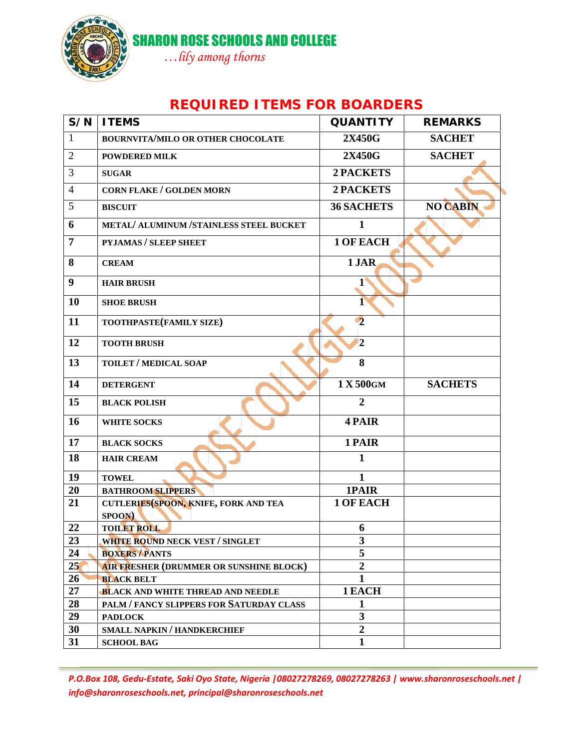# SHARON ROSE SCHOOLS AND COLLEGE

*…lily among thorns*

## REQUIRED ITEMS FOR BOARDERS

| S/N | ITEMS | QUANTITY | REMARKS |
|---|---|---|---|
| 1 | BOURNVITA/MILO OR OTHER CHOCOLATE | 2X450G | SACHET |
| 2 | POWDERED MILK | 2X450G | SACHET |
| 3 | SUGAR | 2 PACKETS | |
| 4 | CORN FLAKE / GOLDEN MORN | 2 PACKETS | |
| 5 | BISCUIT | 36 SACHETS | NO CABIN |
| 6 | METAL/ ALUMINUM /STAINLESS STEEL BUCKET | 1 | |
| 7 | PYJAMAS / SLEEP SHEET | 1 OF EACH | |
| 8 | CREAM | 1 JAR | |
| 9 | HAIR BRUSH | 1 | |
| 10 | SHOE BRUSH | 1 | |
| 11 | TOOTHPASTE(FAMILY SIZE) | 2 | |
| 12 | TOOTH BRUSH | 2 | |
| 13 | TOILET / MEDICAL SOAP | 8 | |
| 14 | DETERGENT | 1 X 500GM | SACHETS |
| 15 | BLACK POLISH | 2 | |
| 16 | WHITE SOCKS | 4 PAIR | |
| 17 | BLACK SOCKS | 1 PAIR | |
| 18 | HAIR CREAM | 1 | |
| 19 | TOWEL | 1 | |
| 20 | BATHROOM SLIPPERS | 1PAIR | |
| 21 | CUTLERIES(SPOON, KNIFE, FORK AND TEA SPOON) | 1 OF EACH | |
| 22 | TOILET ROLL | 6 | |
| 23 | WHITE ROUND NECK VEST / SINGLET | 3 | |
| 24 | BOXERS / PANTS | 5 | |
| 25 | AIR FRESHER (DRUMMER OR SUNSHINE BLOCK) | 2 | |
| 26 | BLACK BELT | 1 | |
| 27 | BLACK AND WHITE THREAD AND NEEDLE | 1 EACH | |
| 28 | PALM / FANCY SLIPPERS FOR SATURDAY CLASS | 1 | |
| 29 | PADLOCK | 3 | |
| 30 | SMALL NAPKIN / HANDKERCHIEF | 2 | |
| 31 | SCHOOL BAG | 1 | |

*P.O.Box 108, Gedu-Estate, Saki Oyo State, Nigeria |08027278269, 08027278263 | www.sharonroseschools.net | info@sharonroseschools.net, principal@sharonroseschools.net*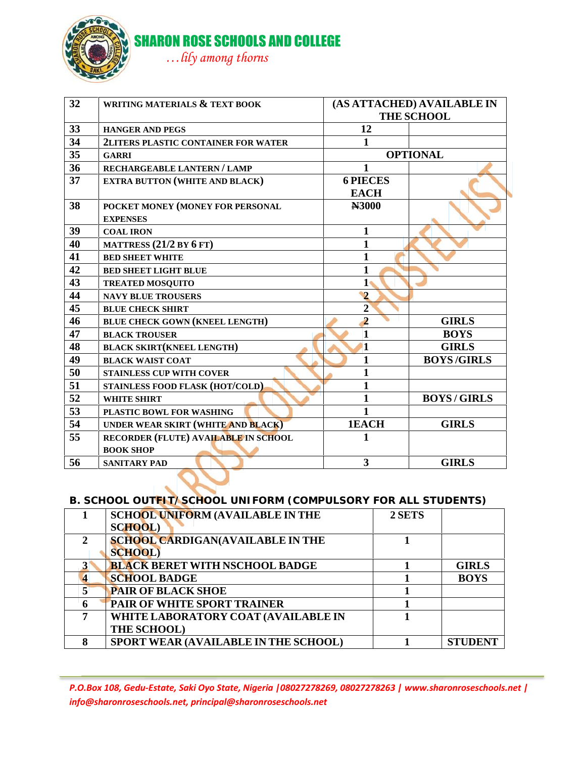# SHARON ROSE SCHOOLS AND COLLEGE

*…lily among thorns*

| | | | |
|---|---|---|---|
| 32 | WRITING MATERIALS & TEXT BOOK | (AS ATTACHED) AVAILABLE IN THE SCHOOL | |
| 33 | HANGER AND PEGS | 12 | |
| 34 | 2LITERS PLASTIC CONTAINER FOR WATER | 1 | |
| 35 | GARRI | OPTIONAL | |
| 36 | RECHARGEABLE LANTERN / LAMP | 1 | |
| 37 | EXTRA BUTTON (WHITE AND BLACK) | 6 PIECES EACH | |
| 38 | POCKET MONEY (MONEY FOR PERSONAL EXPENSES | ₦3000 | |
| 39 | COAL IRON | 1 | |
| 40 | MATTRESS (21/2 BY 6 FT) | 1 | |
| 41 | BED SHEET WHITE | 1 | |
| 42 | BED SHEET LIGHT BLUE | 1 | |
| 43 | TREATED MOSQUITO | 1 | |
| 44 | NAVY BLUE TROUSERS | 2 | |
| 45 | BLUE CHECK SHIRT | 2 | |
| 46 | BLUE CHECK GOWN (KNEEL LENGTH) | 2 | GIRLS |
| 47 | BLACK TROUSER | 1 | BOYS |
| 48 | BLACK SKIRT(KNEEL LENGTH) | 1 | GIRLS |
| 49 | BLACK WAIST COAT | 1 | BOYS /GIRLS |
| 50 | STAINLESS CUP WITH COVER | 1 | |
| 51 | STAINLESS FOOD FLASK (HOT/COLD) | 1 | |
| 52 | WHITE SHIRT | 1 | BOYS / GIRLS |
| 53 | PLASTIC BOWL FOR WASHING | 1 | |
| 54 | UNDER WEAR SKIRT (WHITE AND BLACK) | 1EACH | GIRLS |
| 55 | RECORDER (FLUTE) AVAILABLE IN SCHOOL BOOK SHOP | 1 | |
| 56 | SANITARY PAD | 3 | GIRLS |

## B. SCHOOL OUTFIT/ SCHOOL UNIFORM (COMPULSORY FOR ALL STUDENTS)

| | | | |
|---|---|---|---|
| 1 | SCHOOL UNIFORM (AVAILABLE IN THE SCHOOL) | 2 SETS | |
| 2 | SCHOOL CARDIGAN(AVAILABLE IN THE SCHOOL) | 1 | |
| 3 | BLACK BERET WITH NSCHOOL BADGE | 1 | GIRLS |
| 4 | SCHOOL BADGE | 1 | BOYS |
| 5 | PAIR OF BLACK SHOE | 1 | |
| 6 | PAIR OF WHITE SPORT TRAINER | 1 | |
| 7 | WHITE LABORATORY COAT (AVAILABLE IN THE SCHOOL) | 1 | |
| 8 | SPORT WEAR (AVAILABLE IN THE SCHOOL) | 1 | STUDENT |

*P.O.Box 108, Gedu-Estate, Saki Oyo State, Nigeria |08027278269, 08027278263 | www.sharonroseschools.net | info@sharonroseschools.net, principal@sharonroseschools.net*